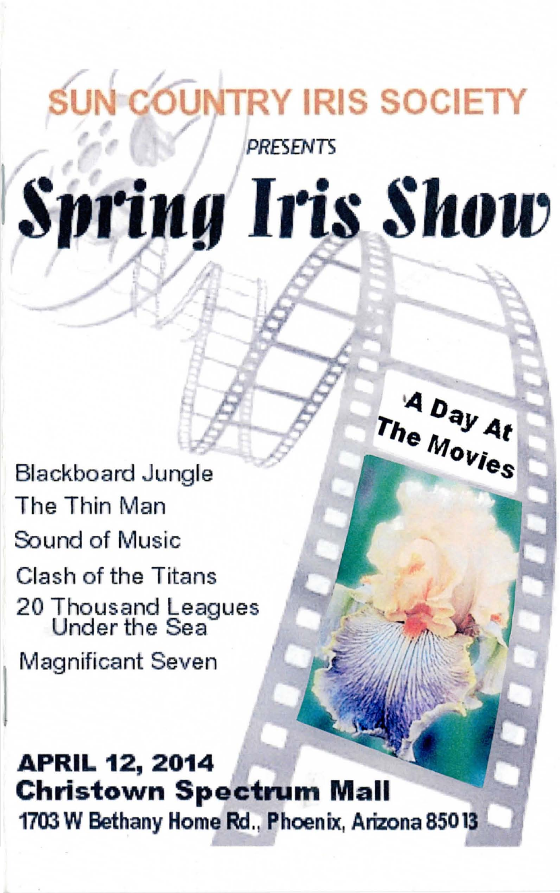## SUN COUNTRY IRIS SOCIETY

*PRESENTS*

# Spring Iris Show

A Day At The Movies

Blackboard Jungle

The Thin Man

Sound of Music

Clash of the Titans

20 Thousand Leagues Under the Sea

Magnificant Seven

**APRIL 12, 2014**
**Christown Spectrum Mall**
**1703 W Bethany Home Rd., Phoenix, Arizona 85013**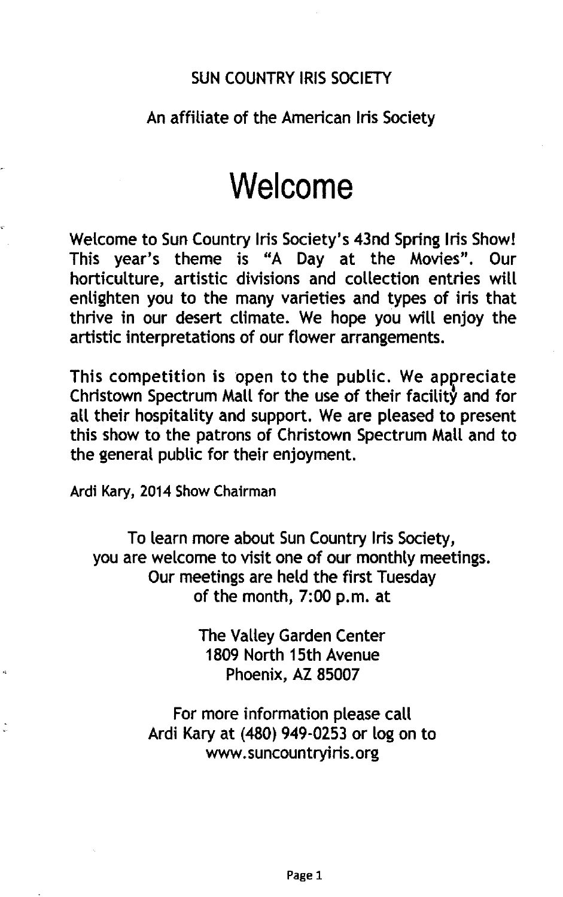SUN COUNTRY IRIS SOCIETY

An affiliate of the American Iris Society

# Welcome

Welcome to Sun Country Iris Society's 43nd Spring Iris Show! This year's theme is "A Day at the Movies". Our horticulture, artistic divisions and collection entries will enlighten you to the many varieties and types of iris that thrive in our desert climate. We hope you will enjoy the artistic interpretations of our flower arrangements.

This competition is open to the public. We appreciate Christown Spectrum Mall for the use of their facility and for all their hospitality and support. We are pleased to present this show to the patrons of Christown Spectrum Mall and to the general public for their enjoyment.

Ardi Kary, 2014 Show Chairman

To learn more about Sun Country Iris Society,
you are welcome to visit one of our monthly meetings.
Our meetings are held the first Tuesday
of the month, 7:00 p.m. at

The Valley Garden Center
1809 North 15th Avenue
Phoenix, AZ 85007

For more information please call
Ardi Kary at (480) 949-0253 or log on to
www.suncountryiris.org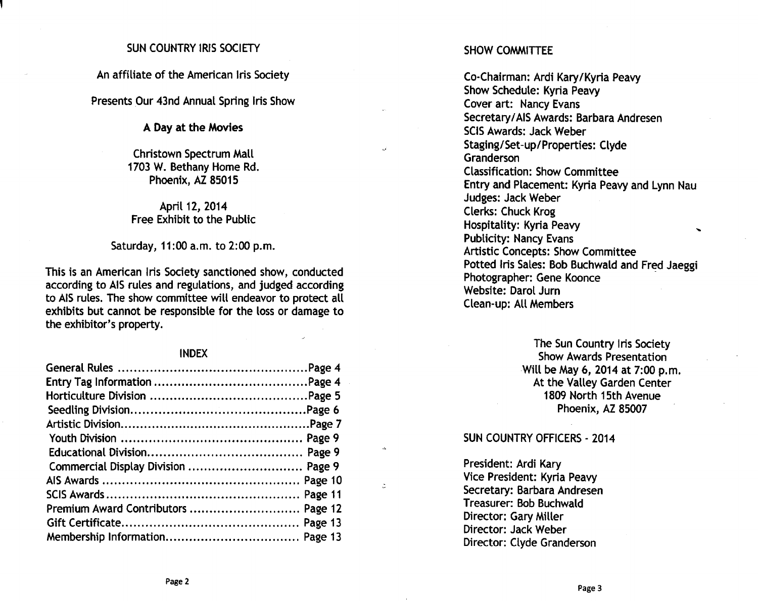SUN COUNTRY IRIS SOCIETY

An affiliate of the American Iris Society

Presents Our 43nd Annual Spring Iris Show

**A Day at the Movies**

Christown Spectrum Mall
1703 W. Bethany Home Rd.
Phoenix, AZ 85015

April 12, 2014
Free Exhibit to the Public

Saturday, 11:00 a.m. to 2:00 p.m.

This is an American Iris Society sanctioned show, conducted according to AIS rules and regulations, and judged according to AIS rules. The show committee will endeavor to protect all exhibits but cannot be responsible for the loss or damage to the exhibitor's property.

## INDEX

| | |
|---|---|
| General Rules | Page 4 |
| Entry Tag Information | Page 4 |
| Horticulture Division | Page 5 |
| Seedling Division | Page 6 |
| Artistic Division | Page 7 |
| Youth Division | Page 9 |
| Educational Division | Page 9 |
| Commercial Display Division | Page 9 |
| AIS Awards | Page 10 |
| SCIS Awards | Page 11 |
| Premium Award Contributors | Page 12 |
| Gift Certificate | Page 13 |
| Membership Information | Page 13 |

## SHOW COMMITTEE

Co-Chairman: Ardi Kary/Kyria Peavy
Show Schedule: Kyria Peavy
Cover art: Nancy Evans
Secretary/AIS Awards: Barbara Andresen
SCIS Awards: Jack Weber
Staging/Set-up/Properties: Clyde Granderson
Classification: Show Committee
Entry and Placement: Kyria Peavy and Lynn Nau
Judges: Jack Weber
Clerks: Chuck Krog
Hospitality: Kyria Peavy
Publicity: Nancy Evans
Artistic Concepts: Show Committee
Potted Iris Sales: Bob Buchwald and Fred Jaeggi
Photographer: Gene Koonce
Website: Darol Jurn
Clean-up: All Members

The Sun Country Iris Society
Show Awards Presentation
Will be May 6, 2014 at 7:00 p.m.
At the Valley Garden Center
1809 North 15th Avenue
Phoenix, AZ 85007

## SUN COUNTRY OFFICERS - 2014

President: Ardi Kary
Vice President: Kyria Peavy
Secretary: Barbara Andresen
Treasurer: Bob Buchwald
Director: Gary Miller
Director: Jack Weber
Director: Clyde Granderson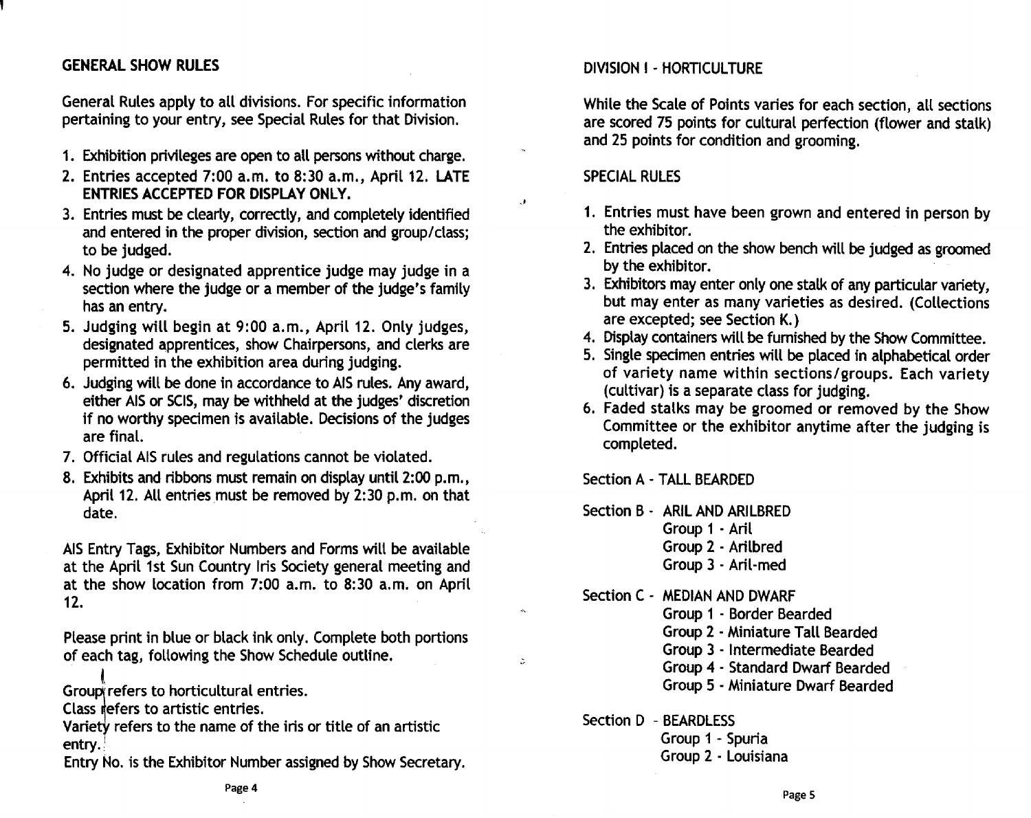## GENERAL SHOW RULES

General Rules apply to all divisions. For specific information pertaining to your entry, see Special Rules for that Division.

1. Exhibition privileges are open to all persons without charge.
2. Entries accepted 7:00 a.m. to 8:30 a.m., April 12. **LATE ENTRIES ACCEPTED FOR DISPLAY ONLY.**
3. Entries must be clearly, correctly, and completely identified and entered in the proper division, section and group/class; to be judged.
4. No judge or designated apprentice judge may judge in a section where the judge or a member of the judge's family has an entry.
5. Judging will begin at 9:00 a.m., April 12. Only judges, designated apprentices, show Chairpersons, and clerks are permitted in the exhibition area during judging.
6. Judging will be done in accordance to AIS rules. Any award, either AIS or SCIS, may be withheld at the judges' discretion if no worthy specimen is available. Decisions of the judges are final.
7. Official AIS rules and regulations cannot be violated.
8. Exhibits and ribbons must remain on display until 2:00 p.m., April 12. All entries must be removed by 2:30 p.m. on that date.

AIS Entry Tags, Exhibitor Numbers and Forms will be available at the April 1st Sun Country Iris Society general meeting and at the show location from 7:00 a.m. to 8:30 a.m. on April 12.

Please print in blue or black ink only. Complete both portions of each tag, following the Show Schedule outline.

Group refers to horticultural entries.
Class refers to artistic entries.
Variety refers to the name of the iris or title of an artistic entry.
Entry No. is the Exhibitor Number assigned by Show Secretary.

## DIVISION I - HORTICULTURE

While the Scale of Points varies for each section, all sections are scored 75 points for cultural perfection (flower and stalk) and 25 points for condition and grooming.

### SPECIAL RULES

1. Entries must have been grown and entered in person by the exhibitor.
2. Entries placed on the show bench will be judged as groomed by the exhibitor.
3. Exhibitors may enter only one stalk of any particular variety, but may enter as many varieties as desired. (Collections are excepted; see Section K.)
4. Display containers will be furnished by the Show Committee.
5. Single specimen entries will be placed in alphabetical order of variety name within sections/groups. Each variety (cultivar) is a separate class for judging.
6. Faded stalks may be groomed or removed by the Show Committee or the exhibitor anytime after the judging is completed.

Section A - TALL BEARDED

Section B - ARIL AND ARILBRED
- Group 1 - Aril
- Group 2 - Arilbred
- Group 3 - Aril-med

Section C - MEDIAN AND DWARF
- Group 1 - Border Bearded
- Group 2 - Miniature Tall Bearded
- Group 3 - Intermediate Bearded
- Group 4 - Standard Dwarf Bearded
- Group 5 - Miniature Dwarf Bearded

Section D - BEARDLESS
- Group 1 - Spuria
- Group 2 - Louisiana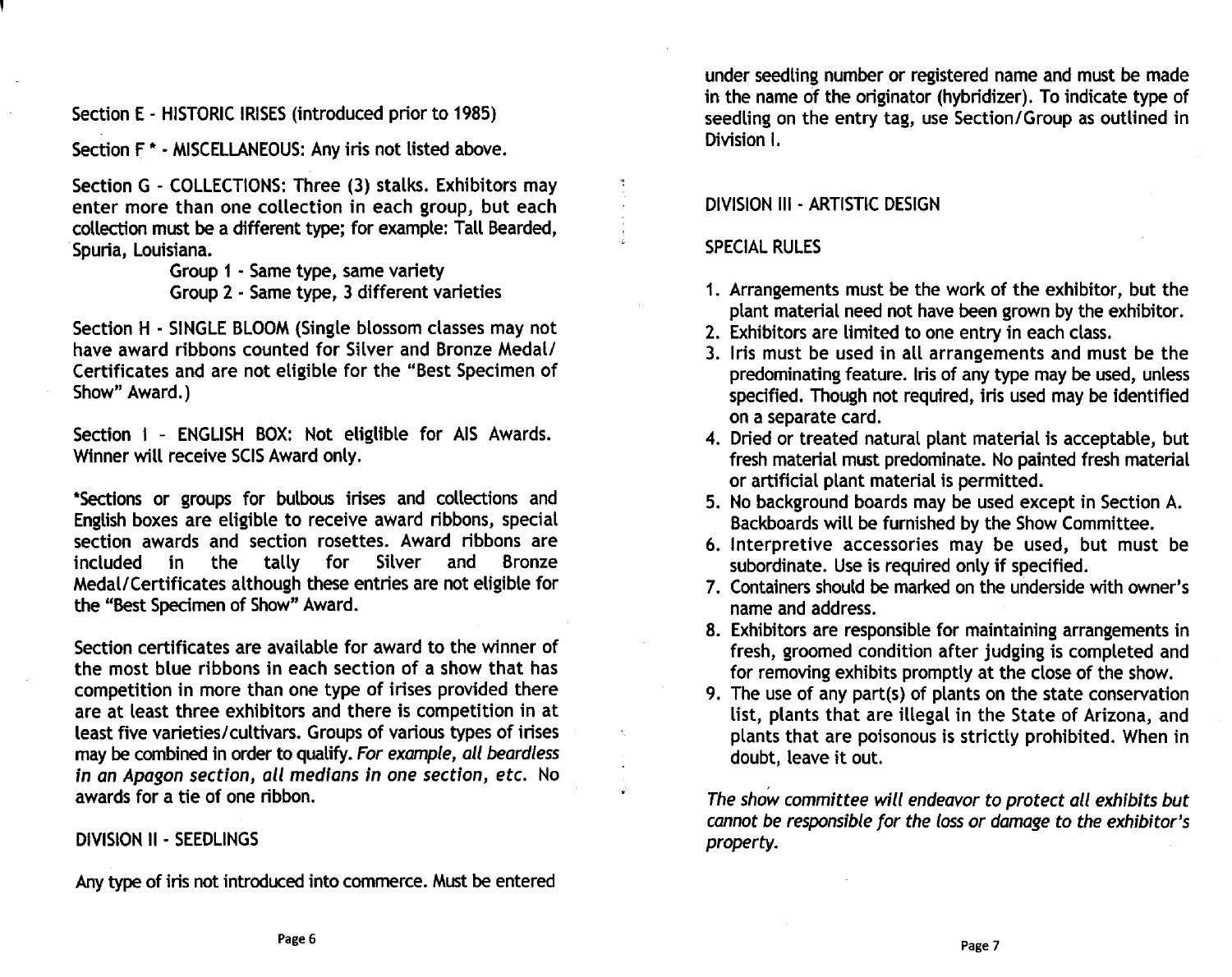Section E - HISTORIC IRISES (introduced prior to 1985)

Section F * - MISCELLANEOUS: Any iris not listed above.

Section G - COLLECTIONS: Three (3) stalks. Exhibitors may enter more than one collection in each group, but each collection must be a different type; for example: Tall Bearded, Spuria, Louisiana.

Group 1 - Same type, same variety
Group 2 - Same type, 3 different varieties

Section H - SINGLE BLOOM (Single blossom classes may not have award ribbons counted for Silver and Bronze Medal/ Certificates and are not eligible for the "Best Specimen of Show" Award.)

Section I - ENGLISH BOX: Not eligtible for AIS Awards. Winner will receive SCIS Award only.

*Sections or groups for bulbous irises and collections and English boxes are eligible to receive award ribbons, special section awards and section rosettes. Award ribbons are included in the tally for Silver and Bronze Medal/Certificates although these entries are not eligible for the "Best Specimen of Show" Award.

Section certificates are available for award to the winner of the most blue ribbons in each section of a show that has competition in more than one type of irises provided there are at least three exhibitors and there is competition in at least five varieties/cultivars. Groups of various types of irises may be combined in order to qualify. *For example, all beardless in an Apogon section, all medians in one section, etc.* No awards for a tie of one ribbon.

## DIVISION II - SEEDLINGS

Any type of iris not introduced into commerce. Must be entered under seedling number or registered name and must be made in the name of the originator (hybridizer). To indicate type of seedling on the entry tag, use Section/Group as outlined in Division I.

## DIVISION III - ARTISTIC DESIGN

### SPECIAL RULES

1. Arrangements must be the work of the exhibitor, but the plant material need not have been grown by the exhibitor.
2. Exhibitors are limited to one entry in each class.
3. Iris must be used in all arrangements and must be the predominating feature. Iris of any type may be used, unless specified. Though not required, iris used may be identified on a separate card.
4. Dried or treated natural plant material is acceptable, but fresh material must predominate. No painted fresh material or artificial plant material is permitted.
5. No background boards may be used except in Section A. Backboards will be furnished by the Show Committee.
6. Interpretive accessories may be used, but must be subordinate. Use is required only if specified.
7. Containers should be marked on the underside with owner's name and address.
8. Exhibitors are responsible for maintaining arrangements in fresh, groomed condition after judging is completed and for removing exhibits promptly at the close of the show.
9. The use of any part(s) of plants on the state conservation list, plants that are illegal in the State of Arizona, and plants that are poisonous is strictly prohibited. When in doubt, leave it out.

*The show committee will endeavor to protect all exhibits but cannot be responsible for the loss or damage to the exhibitor's property.*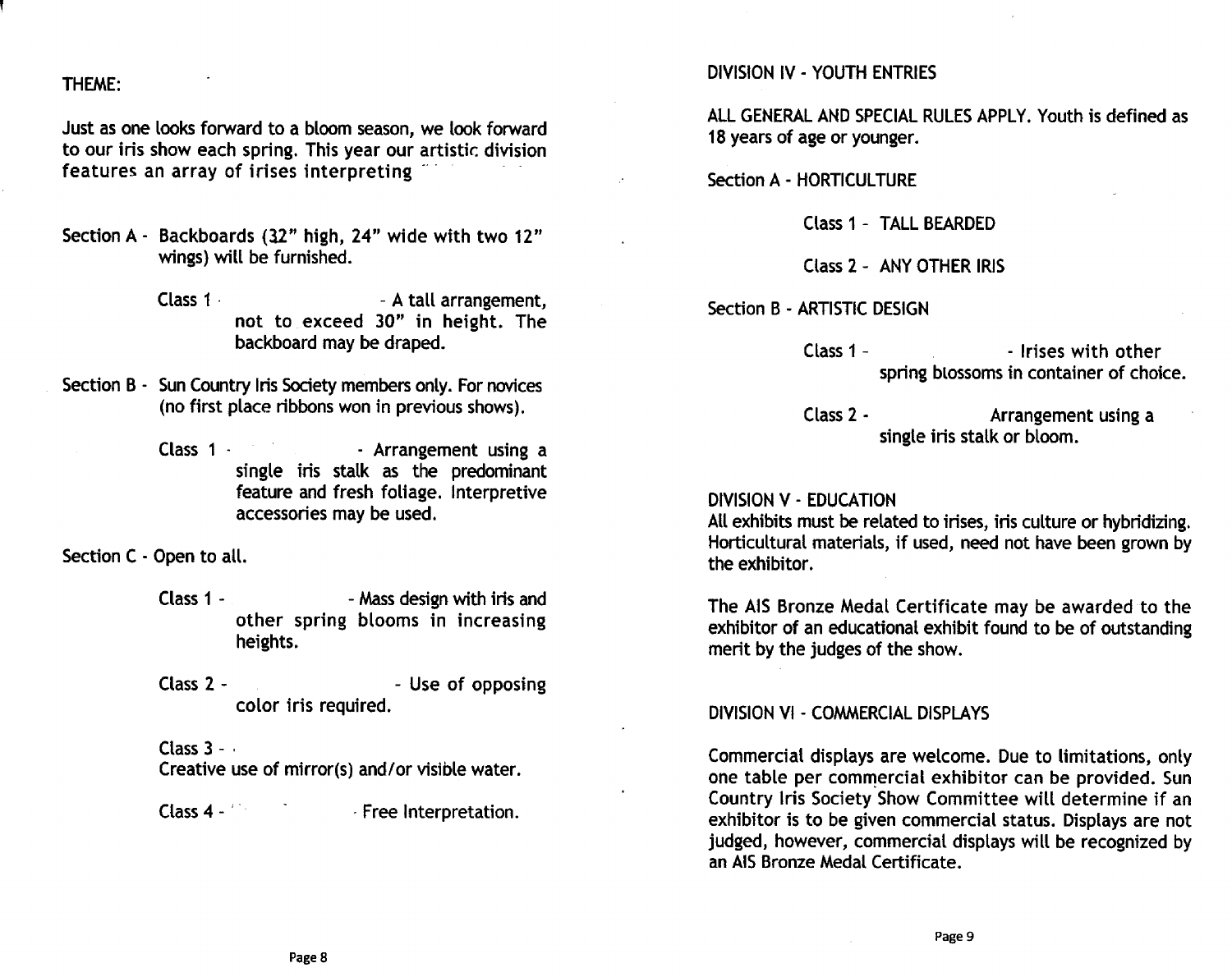THEME:

Just as one looks forward to a bloom season, we look forward to our iris show each spring. This year our artistic division features an array of irises interpreting

Section A - Backboards (32" high, 24" wide with two 12" wings) will be furnished.

Class 1 - A tall arrangement, not to exceed 30" in height. The backboard may be draped.

Section B - Sun Country Iris Society members only. For novices (no first place ribbons won in previous shows).

Class 1 - Arrangement using a single iris stalk as the predominant feature and fresh foliage. Interpretive accessories may be used.

Section C - Open to all.

Class 1 - Mass design with iris and other spring blooms in increasing heights.

Class 2 - Use of opposing color iris required.

Class 3 - Creative use of mirror(s) and/or visible water.

Class 4 - Free Interpretation.

DIVISION IV - YOUTH ENTRIES

ALL GENERAL AND SPECIAL RULES APPLY. Youth is defined as 18 years of age or younger.

Section A - HORTICULTURE

Class 1 - TALL BEARDED

Class 2 - ANY OTHER IRIS

Section B - ARTISTIC DESIGN

Class 1 - Irises with other spring blossoms in container of choice.

Class 2 - Arrangement using a single iris stalk or bloom.

DIVISION V - EDUCATION

All exhibits must be related to irises, iris culture or hybridizing. Horticultural materials, if used, need not have been grown by the exhibitor.

The AIS Bronze Medal Certificate may be awarded to the exhibitor of an educational exhibit found to be of outstanding merit by the judges of the show.

DIVISION VI - COMMERCIAL DISPLAYS

Commercial displays are welcome. Due to limitations, only one table per commercial exhibitor can be provided. Sun Country Iris Society Show Committee will determine if an exhibitor is to be given commercial status. Displays are not judged, however, commercial displays will be recognized by an AIS Bronze Medal Certificate.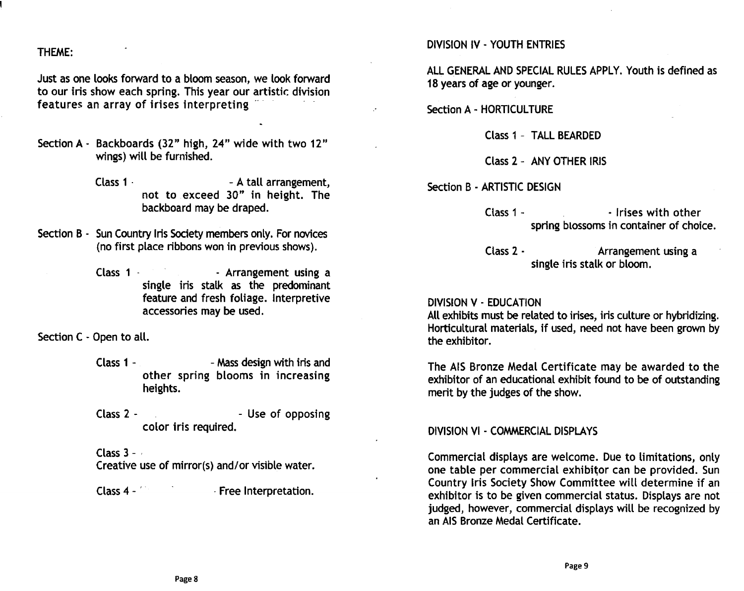THEME:

Just as one looks forward to a bloom season, we look forward to our iris show each spring. This year our artistic division features an array of irises interpreting

Section A - Backboards (32" high, 24" wide with two 12" wings) will be furnished.

Class 1 - - A tall arrangement, not to exceed 30" in height. The backboard may be draped.

Section B - Sun Country Iris Society members only. For novices (no first place ribbons won in previous shows).

Class 1 - - Arrangement using a single iris stalk as the predominant feature and fresh foliage. Interpretive accessories may be used.

Section C - Open to all.

Class 1 - - Mass design with iris and other spring blooms in increasing heights.

Class 2 - - Use of opposing color iris required.

Class 3 -
Creative use of mirror(s) and/or visible water.

Class 4 - - Free Interpretation.

DIVISION IV - YOUTH ENTRIES

ALL GENERAL AND SPECIAL RULES APPLY. Youth is defined as 18 years of age or younger.

Section A - HORTICULTURE

Class 1 - TALL BEARDED

Class 2 - ANY OTHER IRIS

Section B - ARTISTIC DESIGN

Class 1 - - Irises with other spring blossoms in container of choice.

Class 2 - Arrangement using a single iris stalk or bloom.

DIVISION V - EDUCATION

All exhibits must be related to irises, iris culture or hybridizing. Horticultural materials, if used, need not have been grown by the exhibitor.

The AIS Bronze Medal Certificate may be awarded to the exhibitor of an educational exhibit found to be of outstanding merit by the judges of the show.

DIVISION VI - COMMERCIAL DISPLAYS

Commercial displays are welcome. Due to limitations, only one table per commercial exhibitor can be provided. Sun Country Iris Society Show Committee will determine if an exhibitor is to be given commercial status. Displays are not judged, however, commercial displays will be recognized by an AIS Bronze Medal Certificate.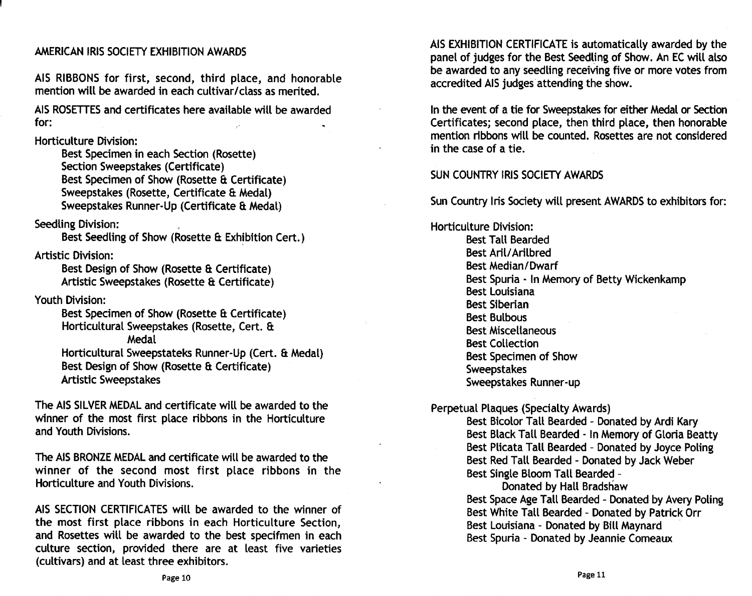## AMERICAN IRIS SOCIETY EXHIBITION AWARDS

AIS RIBBONS for first, second, third place, and honorable mention will be awarded in each cultivar/class as merited.

AIS ROSETTES and certificates here available will be awarded for:

Horticulture Division:

- Best Specimen in each Section (Rosette)
- Section Sweepstakes (Certificate)
- Best Specimen of Show (Rosette & Certificate)
- Sweepstakes (Rosette, Certificate & Medal)
- Sweepstakes Runner-Up (Certificate & Medal)

Seedling Division:

- Best Seedling of Show (Rosette & Exhibition Cert.)

Artistic Division:

- Best Design of Show (Rosette & Certificate)
- Artistic Sweepstakes (Rosette & Certificate)

Youth Division:

- Best Specimen of Show (Rosette & Certificate)
- Horticultural Sweepstakes (Rosette, Cert. & Medal
- Horticultural Sweepstateks Runner-Up (Cert. & Medal)
- Best Design of Show (Rosette & Certificate)
- Artistic Sweepstakes

The AIS SILVER MEDAL and certificate will be awarded to the winner of the most first place ribbons in the Horticulture and Youth Divisions.

The AIS BRONZE MEDAL and certificate will be awarded to the winner of the second most first place ribbons in the Horticulture and Youth Divisions.

AIS SECTION CERTIFICATES will be awarded to the winner of the most first place ribbons in each Horticulture Section, and Rosettes will be awarded to the best specifmen in each culture section, provided there are at least five varieties (cultivars) and at least three exhibitors.

AIS EXHIBITION CERTIFICATE is automatically awarded by the panel of judges for the Best Seedling of Show. An EC will also be awarded to any seedling receiving five or more votes from accredited AIS judges attending the show.

In the event of a tie for Sweepstakes for either Medal or Section Certificates; second place, then third place, then honorable mention ribbons will be counted. Rosettes are not considered in the case of a tie.

## SUN COUNTRY IRIS SOCIETY AWARDS

Sun Country Iris Society will present AWARDS to exhibitors for:

Horticulture Division:

- Best Tall Bearded
- Best Aril/Arilbred
- Best Median/Dwarf
- Best Spuria - In Memory of Betty Wickenkamp
- Best Louisiana
- Best Siberian
- Best Bulbous
- Best Miscellaneous
- Best Collection
- Best Specimen of Show
- Sweepstakes
- Sweepstakes Runner-up

Perpetual Plaques (Specialty Awards)

- Best Bicolor Tall Bearded - Donated by Ardi Kary
- Best Black Tall Bearded - In Memory of Gloria Beatty
- Best Plicata Tall Bearded - Donated by Joyce Poling
- Best Red Tall Bearded - Donated by Jack Weber
- Best Single Bloom Tall Bearded - Donated by Hall Bradshaw
- Best Space Age Tall Bearded - Donated by Avery Poling
- Best White Tall Bearded - Donated by Patrick Orr
- Best Louisiana - Donated by Bill Maynard
- Best Spuria - Donated by Jeannie Comeaux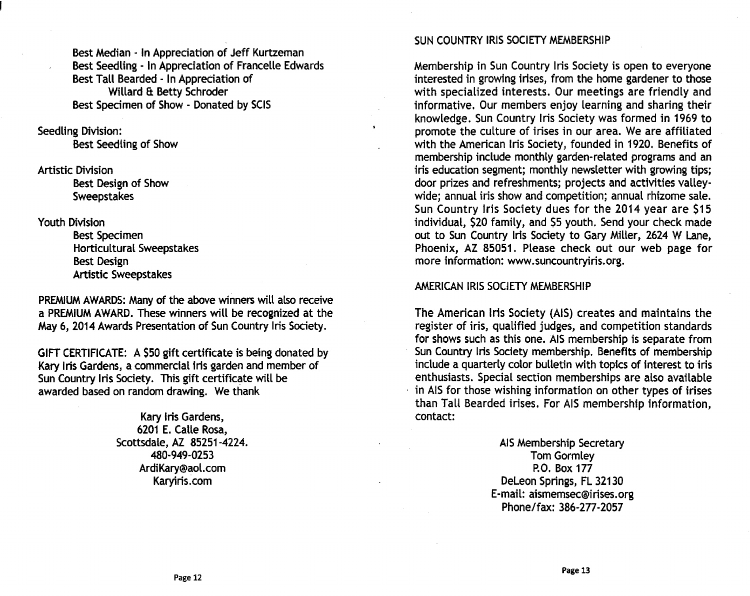Best Median - In Appreciation of Jeff Kurtzeman
Best Seedling - In Appreciation of Francelle Edwards
Best Tall Bearded - In Appreciation of Willard & Betty Schroder
Best Specimen of Show - Donated by SCIS

Seedling Division:
- Best Seedling of Show

Artistic Division
- Best Design of Show
- Sweepstakes

Youth Division
- Best Specimen
- Horticultural Sweepstakes
- Best Design
- Artistic Sweepstakes

PREMIUM AWARDS: Many of the above winners will also receive a PREMIUM AWARD. These winners will be recognized at the May 6, 2014 Awards Presentation of Sun Country Iris Society.

GIFT CERTIFICATE: A $50 gift certificate is being donated by Kary Iris Gardens, a commercial iris garden and member of Sun Country Iris Society. This gift certificate will be awarded based on random drawing. We thank

Kary Iris Gardens,
6201 E. Calle Rosa,
Scottsdale, AZ 85251-4224.
480-949-0253
ArdiKary@aol.com
Karyiris.com

## SUN COUNTRY IRIS SOCIETY MEMBERSHIP

Membership in Sun Country Iris Society is open to everyone interested in growing irises, from the home gardener to those with specialized interests. Our meetings are friendly and informative. Our members enjoy learning and sharing their knowledge. Sun Country Iris Society was formed in 1969 to promote the culture of irises in our area. We are affiliated with the American Iris Society, founded in 1920. Benefits of membership include monthly garden-related programs and an iris education segment; monthly newsletter with growing tips; door prizes and refreshments; projects and activities valley-wide; annual iris show and competition; annual rhizome sale. Sun Country Iris Society dues for the 2014 year are $15 individual, $20 family, and $5 youth. Send your check made out to Sun Country Iris Society to Gary Miller, 2624 W Lane, Phoenix, AZ 85051. Please check out our web page for more information: www.suncountryiris.org.

## AMERICAN IRIS SOCIETY MEMBERSHIP

The American Iris Society (AIS) creates and maintains the register of iris, qualified judges, and competition standards for shows such as this one. AIS membership is separate from Sun Country Iris Society membership. Benefits of membership include a quarterly color bulletin with topics of interest to iris enthusiasts. Special section memberships are also available in AIS for those wishing information on other types of irises than Tall Bearded irises. For AIS membership information, contact:

AIS Membership Secretary
Tom Gormley
P.O. Box 177
DeLeon Springs, FL 32130
E-mail: aismemsec@irises.org
Phone/fax: 386-277-2057